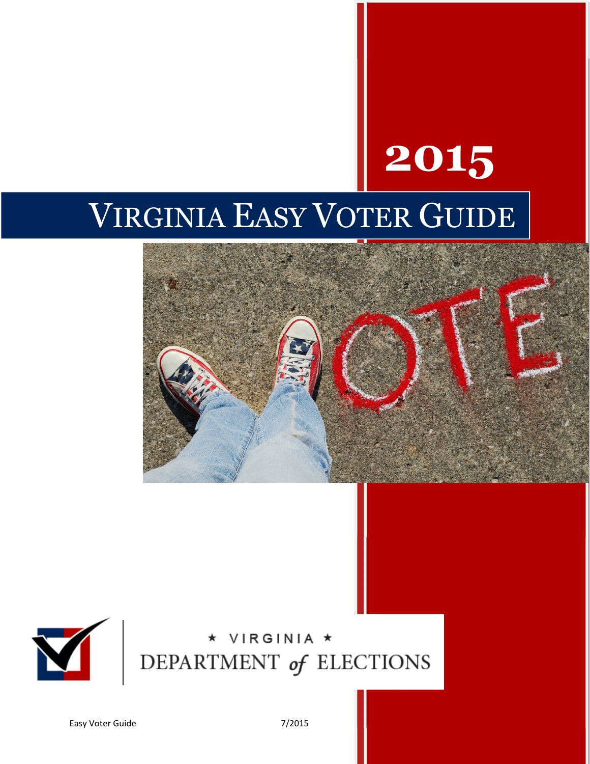# 2015

# VIRGINIA EASY VOTER GUIDE

★ VIRGINIA ★
DEPARTMENT of ELECTIONS

Easy Voter Guide 7/2015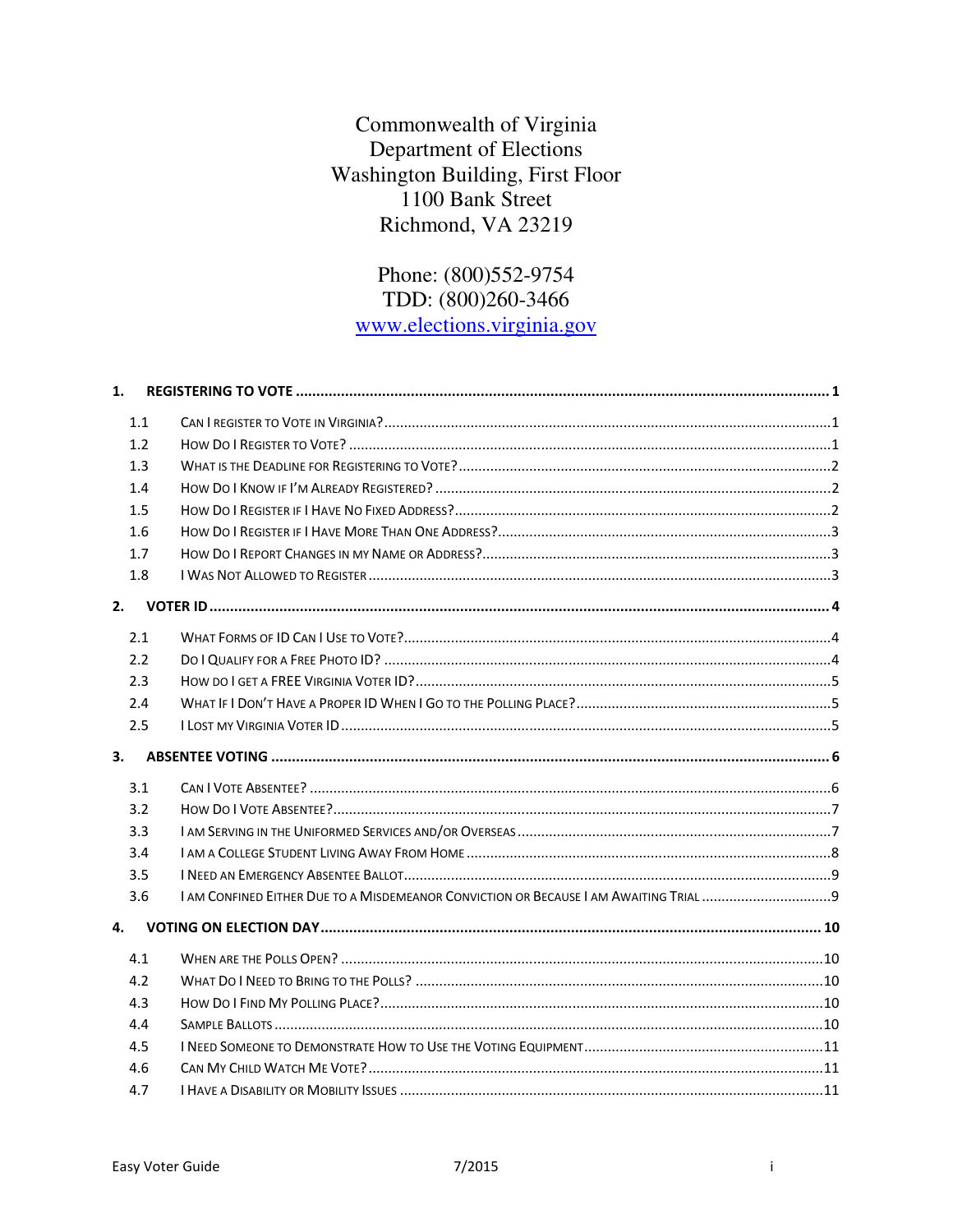Commonwealth of Virginia
Department of Elections
Washington Building, First Floor
1100 Bank Street
Richmond, VA 23219

Phone: (800)552-9754
TDD: (800)260-3466
[www.elections.virginia.gov](http://www.elections.virginia.gov)

**1. REGISTERING TO VOTE** .......... 1

- 1.1 Can I register to Vote in Virginia? .......... 1
- 1.2 How Do I Register to Vote? .......... 1
- 1.3 What is the Deadline for Registering to Vote? .......... 2
- 1.4 How Do I Know if I'm Already Registered? .......... 2
- 1.5 How Do I Register if I Have No Fixed Address? .......... 2
- 1.6 How Do I Register if I Have More Than One Address? .......... 3
- 1.7 How Do I Report Changes in my Name or Address? .......... 3
- 1.8 I Was Not Allowed to Register .......... 3

**2. VOTER ID** .......... 4

- 2.1 What Forms of ID Can I Use to Vote? .......... 4
- 2.2 Do I Qualify for a Free Photo ID? .......... 4
- 2.3 How do I get a FREE Virginia Voter ID? .......... 5
- 2.4 What If I Don't Have a Proper ID When I Go to the Polling Place? .......... 5
- 2.5 I Lost my Virginia Voter ID .......... 5

**3. ABSENTEE VOTING** .......... 6

- 3.1 Can I Vote Absentee? .......... 6
- 3.2 How Do I Vote Absentee? .......... 7
- 3.3 I am Serving in the Uniformed Services and/or Overseas .......... 7
- 3.4 I am a College Student Living Away From Home .......... 8
- 3.5 I Need an Emergency Absentee Ballot .......... 9
- 3.6 I am Confined Either Due to a Misdemeanor Conviction or Because I am Awaiting Trial .......... 9

**4. VOTING ON ELECTION DAY** .......... 10

- 4.1 When are the Polls Open? .......... 10
- 4.2 What Do I Need to Bring to the Polls? .......... 10
- 4.3 How Do I Find My Polling Place? .......... 10
- 4.4 Sample Ballots .......... 10
- 4.5 I Need Someone to Demonstrate How to Use the Voting Equipment .......... 11
- 4.6 Can My Child Watch Me Vote? .......... 11
- 4.7 I Have a Disability or Mobility Issues .......... 11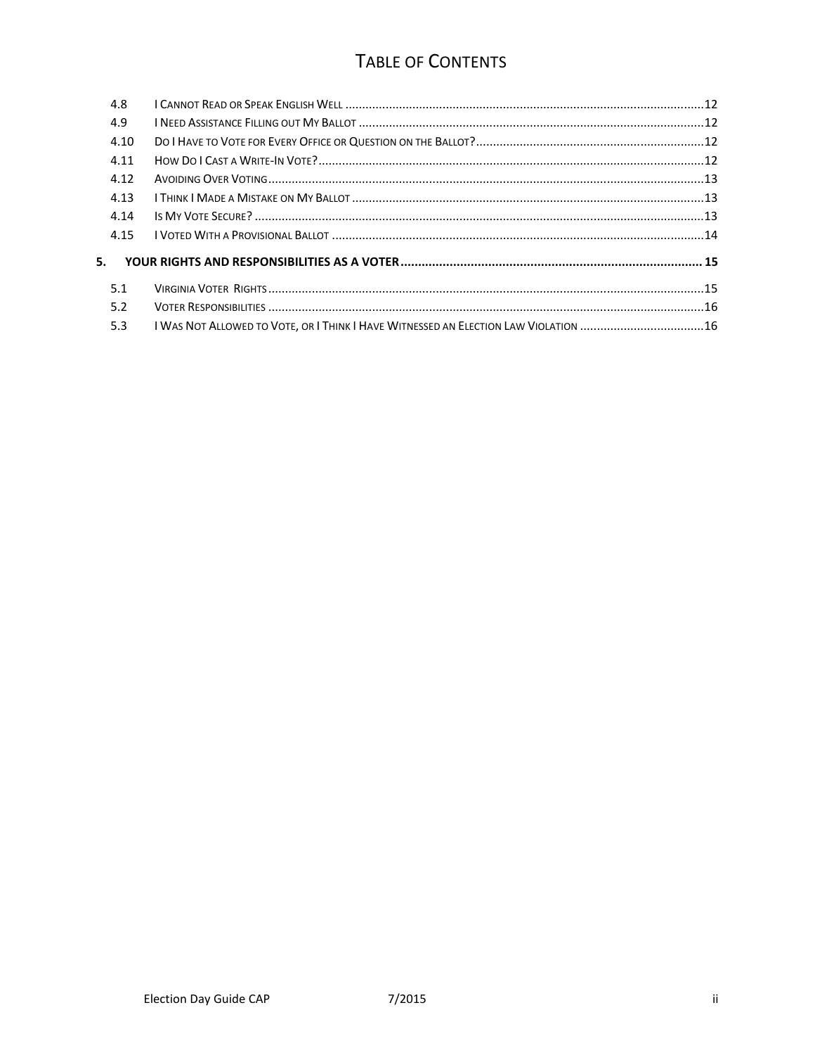# Table of Contents

| | | |
|---|---|---|
| 4.8 | I Cannot Read or Speak English Well | 12 |
| 4.9 | I Need Assistance Filling out My Ballot | 12 |
| 4.10 | Do I Have to Vote for Every Office or Question on the Ballot? | 12 |
| 4.11 | How Do I Cast a Write-In Vote? | 12 |
| 4.12 | Avoiding Over Voting | 13 |
| 4.13 | I Think I Made a Mistake on My Ballot | 13 |
| 4.14 | Is My Vote Secure? | 13 |
| 4.15 | I Voted With a Provisional Ballot | 14 |
| **5.** | **YOUR RIGHTS AND RESPONSIBILITIES AS A VOTER** | **15** |
| 5.1 | Virginia Voter Rights | 15 |
| 5.2 | Voter Responsibilities | 16 |
| 5.3 | I Was Not Allowed to Vote, or I Think I Have Witnessed an Election Law Violation | 16 |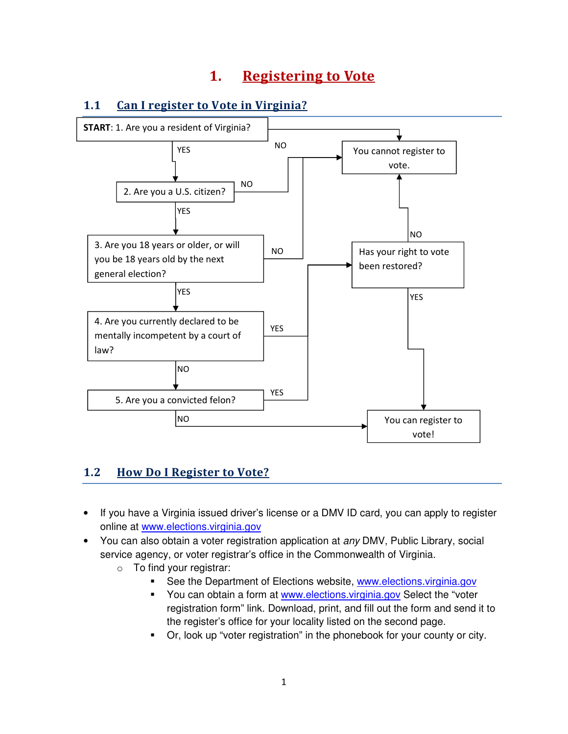# 1. Registering to Vote

## 1.1 Can I register to Vote in Virginia?

**START**: 1. Are you a resident of Virginia?
- YES → 2. Are you a U.S. citizen?
- NO → You cannot register to vote.

2. Are you a U.S. citizen?
- YES → 3. Are you 18 years or older, or will you be 18 years old by the next general election?
- NO → You cannot register to vote.

3. Are you 18 years or older, or will you be 18 years old by the next general election?
- YES → 4. Are you currently declared to be mentally incompetent by a court of law?
- NO → You cannot register to vote.

4. Are you currently declared to be mentally incompetent by a court of law?
- YES → Has your right to vote been restored?
- NO → 5. Are you a convicted felon?

5. Are you a convicted felon?
- YES → Has your right to vote been restored?
- NO → You can register to vote!

Has your right to vote been restored?
- YES → You can register to vote!
- NO → You cannot register to vote.

## 1.2 How Do I Register to Vote?

- If you have a Virginia issued driver's license or a DMV ID card, you can apply to register online at www.elections.virginia.gov
- You can also obtain a voter registration application at *any* DMV, Public Library, social service agency, or voter registrar's office in the Commonwealth of Virginia.
  - To find your registrar:
    - See the Department of Elections website, www.elections.virginia.gov
    - You can obtain a form at www.elections.virginia.gov Select the "voter registration form" link. Download, print, and fill out the form and send it to the register's office for your locality listed on the second page.
    - Or, look up "voter registration" in the phonebook for your county or city.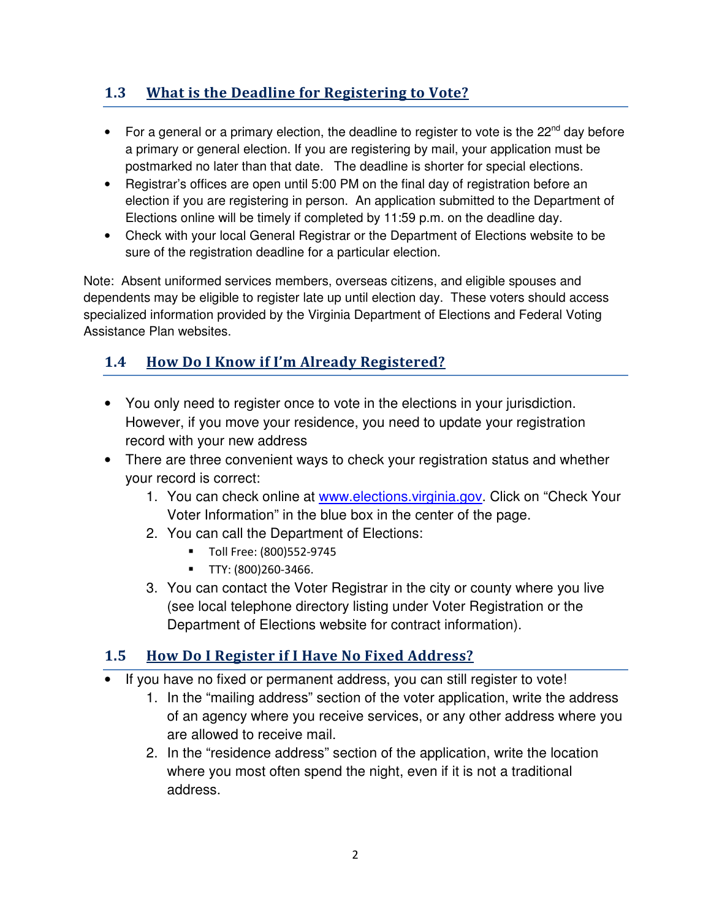## 1.3 What is the Deadline for Registering to Vote?

- For a general or a primary election, the deadline to register to vote is the 22nd day before a primary or general election. If you are registering by mail, your application must be postmarked no later than that date. The deadline is shorter for special elections.
- Registrar's offices are open until 5:00 PM on the final day of registration before an election if you are registering in person. An application submitted to the Department of Elections online will be timely if completed by 11:59 p.m. on the deadline day.
- Check with your local General Registrar or the Department of Elections website to be sure of the registration deadline for a particular election.

Note: Absent uniformed services members, overseas citizens, and eligible spouses and dependents may be eligible to register late up until election day. These voters should access specialized information provided by the Virginia Department of Elections and Federal Voting Assistance Plan websites.

## 1.4 How Do I Know if I'm Already Registered?

- You only need to register once to vote in the elections in your jurisdiction. However, if you move your residence, you need to update your registration record with your new address
- There are three convenient ways to check your registration status and whether your record is correct:
  1. You can check online at [www.elections.virginia.gov](http://www.elections.virginia.gov). Click on "Check Your Voter Information" in the blue box in the center of the page.
  2. You can call the Department of Elections:
     - Toll Free: (800)552-9745
     - TTY: (800)260-3466.
  3. You can contact the Voter Registrar in the city or county where you live (see local telephone directory listing under Voter Registration or the Department of Elections website for contract information).

## 1.5 How Do I Register if I Have No Fixed Address?

- If you have no fixed or permanent address, you can still register to vote!
  1. In the "mailing address" section of the voter application, write the address of an agency where you receive services, or any other address where you are allowed to receive mail.
  2. In the "residence address" section of the application, write the location where you most often spend the night, even if it is not a traditional address.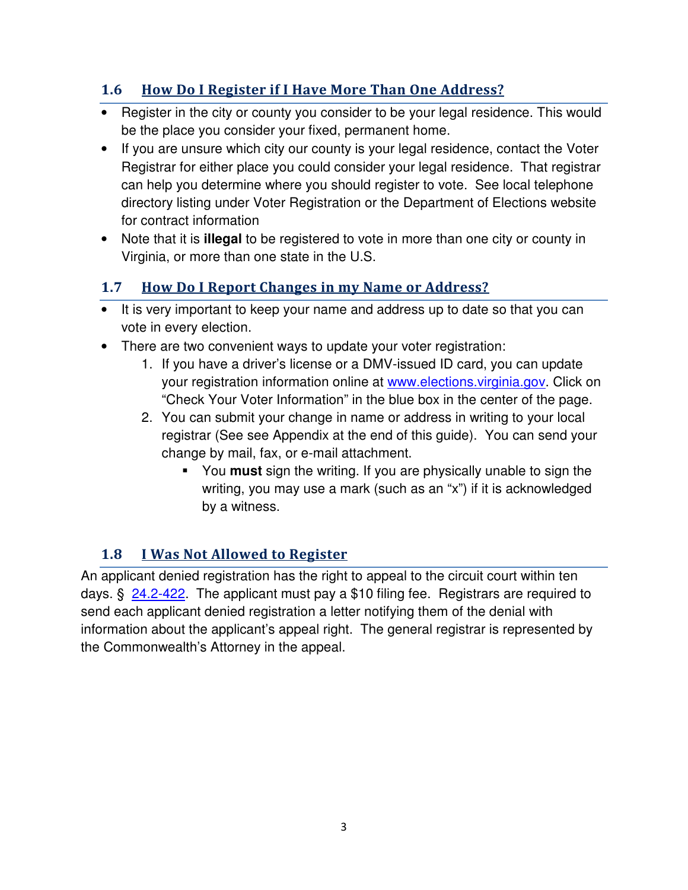## 1.6 How Do I Register if I Have More Than One Address?

- Register in the city or county you consider to be your legal residence. This would be the place you consider your fixed, permanent home.
- If you are unsure which city our county is your legal residence, contact the Voter Registrar for either place you could consider your legal residence. That registrar can help you determine where you should register to vote. See local telephone directory listing under Voter Registration or the Department of Elections website for contract information
- Note that it is **illegal** to be registered to vote in more than one city or county in Virginia, or more than one state in the U.S.

## 1.7 How Do I Report Changes in my Name or Address?

- It is very important to keep your name and address up to date so that you can vote in every election.
- There are two convenient ways to update your voter registration:
  1. If you have a driver's license or a DMV-issued ID card, you can update your registration information online at [www.elections.virginia.gov](http://www.elections.virginia.gov). Click on "Check Your Voter Information" in the blue box in the center of the page.
  2. You can submit your change in name or address in writing to your local registrar (See see Appendix at the end of this guide). You can send your change by mail, fax, or e-mail attachment.
     - You **must** sign the writing. If you are physically unable to sign the writing, you may use a mark (such as an "x") if it is acknowledged by a witness.

## 1.8 I Was Not Allowed to Register

An applicant denied registration has the right to appeal to the circuit court within ten days. § 24.2-422. The applicant must pay a $10 filing fee. Registrars are required to send each applicant denied registration a letter notifying them of the denial with information about the applicant's appeal right. The general registrar is represented by the Commonwealth's Attorney in the appeal.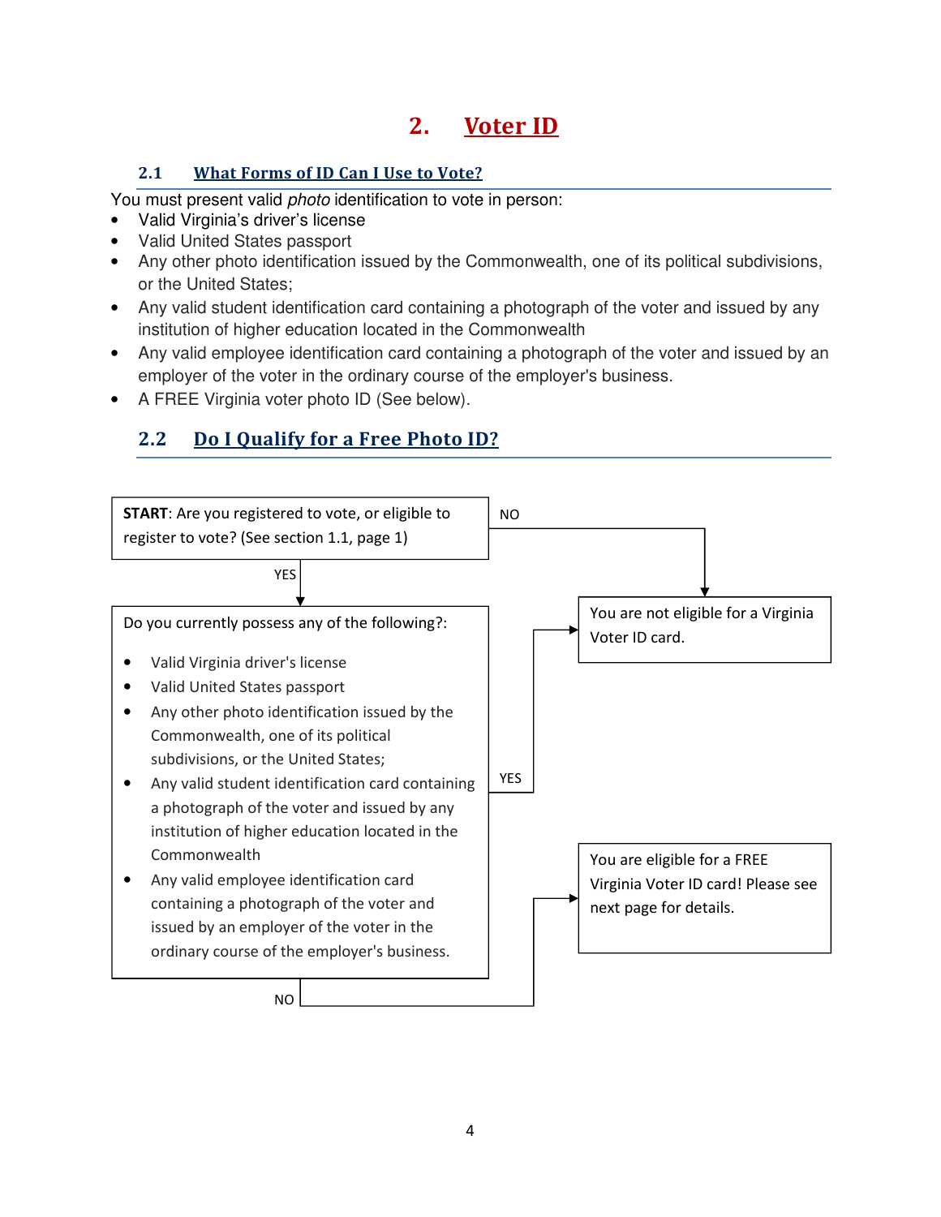# 2. Voter ID

## 2.1 What Forms of ID Can I Use to Vote?

You must present valid *photo* identification to vote in person:

- Valid Virginia's driver's license
- Valid United States passport
- Any other photo identification issued by the Commonwealth, one of its political subdivisions, or the United States;
- Any valid student identification card containing a photograph of the voter and issued by any institution of higher education located in the Commonwealth
- Any valid employee identification card containing a photograph of the voter and issued by an employer of the voter in the ordinary course of the employer's business.
- A FREE Virginia voter photo ID (See below).

## 2.2 Do I Qualify for a Free Photo ID?

**START**: Are you registered to vote, or eligible to register to vote? (See section 1.1, page 1)

- NO → You are not eligible for a Virginia Voter ID card.
- YES → Do you currently possess any of the following?:
  - Valid Virginia driver's license
  - Valid United States passport
  - Any other photo identification issued by the Commonwealth, one of its political subdivisions, or the United States;
  - Any valid student identification card containing a photograph of the voter and issued by any institution of higher education located in the Commonwealth
  - Any valid employee identification card containing a photograph of the voter and issued by an employer of the voter in the ordinary course of the employer's business.

  - YES → You are not eligible for a Virginia Voter ID card.
  - NO → You are eligible for a FREE Virginia Voter ID card! Please see next page for details.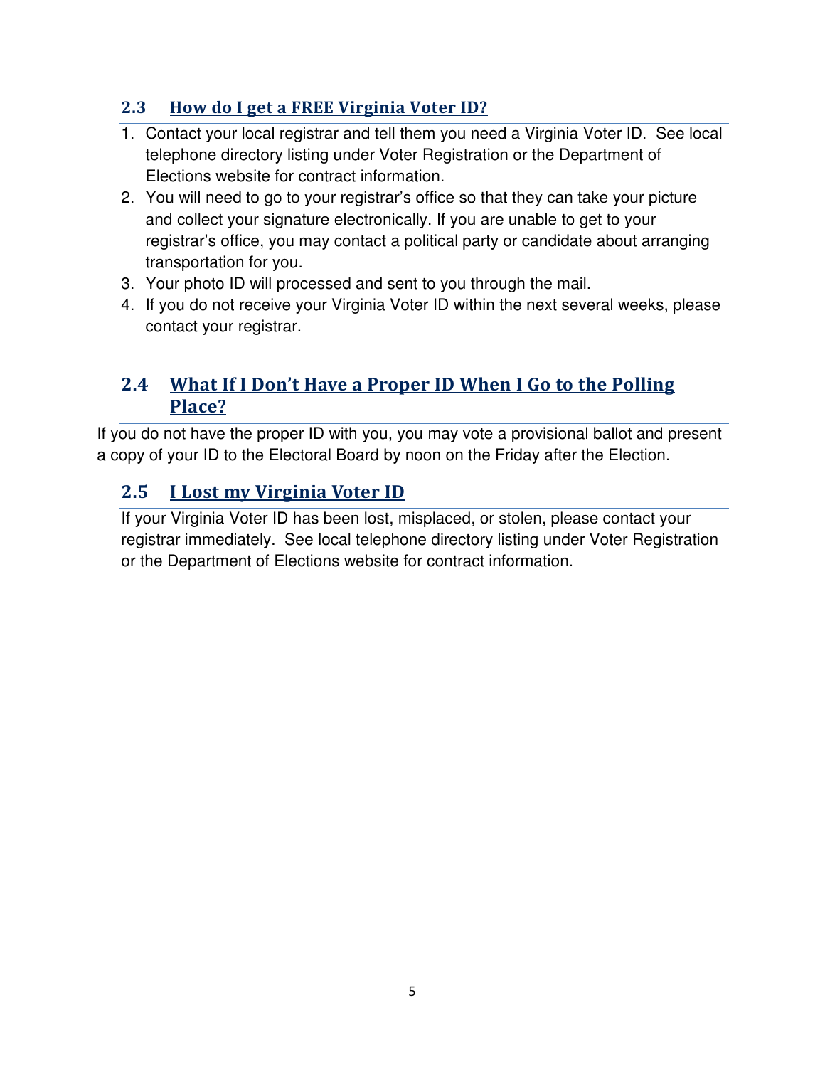## 2.3 How do I get a FREE Virginia Voter ID?

1. Contact your local registrar and tell them you need a Virginia Voter ID. See local telephone directory listing under Voter Registration or the Department of Elections website for contract information.
2. You will need to go to your registrar's office so that they can take your picture and collect your signature electronically. If you are unable to get to your registrar's office, you may contact a political party or candidate about arranging transportation for you.
3. Your photo ID will processed and sent to you through the mail.
4. If you do not receive your Virginia Voter ID within the next several weeks, please contact your registrar.

## 2.4 What If I Don't Have a Proper ID When I Go to the Polling Place?

If you do not have the proper ID with you, you may vote a provisional ballot and present a copy of your ID to the Electoral Board by noon on the Friday after the Election.

## 2.5 I Lost my Virginia Voter ID

If your Virginia Voter ID has been lost, misplaced, or stolen, please contact your registrar immediately. See local telephone directory listing under Voter Registration or the Department of Elections website for contract information.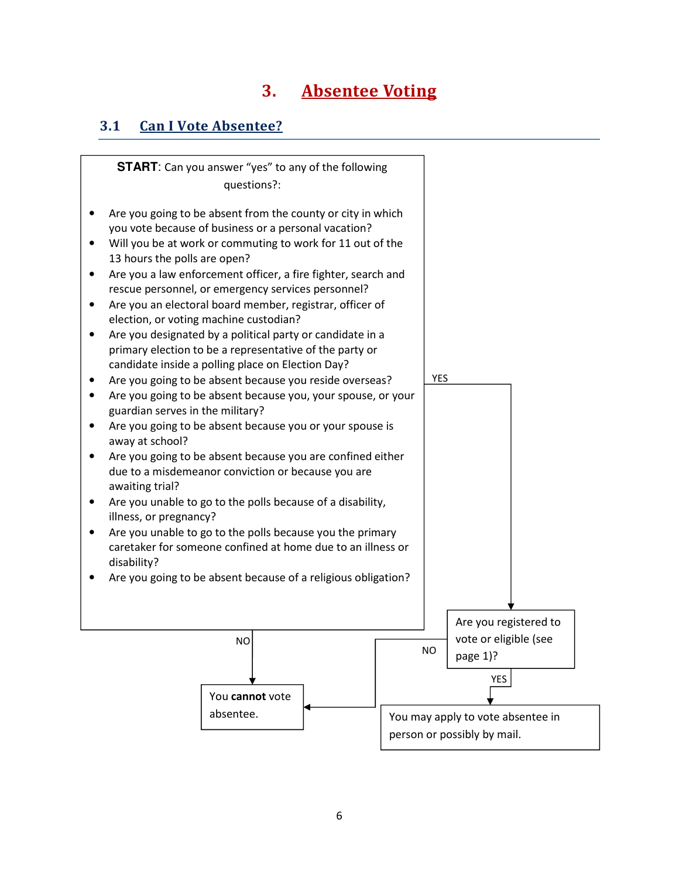# 3. Absentee Voting

## 3.1 Can I Vote Absentee?

**START**: Can you answer "yes" to any of the following questions?:

- Are you going to be absent from the county or city in which you vote because of business or a personal vacation?
- Will you be at work or commuting to work for 11 out of the 13 hours the polls are open?
- Are you a law enforcement officer, a fire fighter, search and rescue personnel, or emergency services personnel?
- Are you an electoral board member, registrar, officer of election, or voting machine custodian?
- Are you designated by a political party or candidate in a primary election to be a representative of the party or candidate inside a polling place on Election Day?
- Are you going to be absent because you reside overseas?
- Are you going to be absent because you, your spouse, or your guardian serves in the military?
- Are you going to be absent because you or your spouse is away at school?
- Are you going to be absent because you are confined either due to a misdemeanor conviction or because you are awaiting trial?
- Are you unable to go to the polls because of a disability, illness, or pregnancy?
- Are you unable to go to the polls because you the primary caretaker for someone confined at home due to an illness or disability?
- Are you going to be absent because of a religious obligation?

**NO** → You **cannot** vote absentee.

**YES** → Are you registered to vote or eligible (see page 1)?

- **NO** → You **cannot** vote absentee.
- **YES** → You may apply to vote absentee in person or possibly by mail.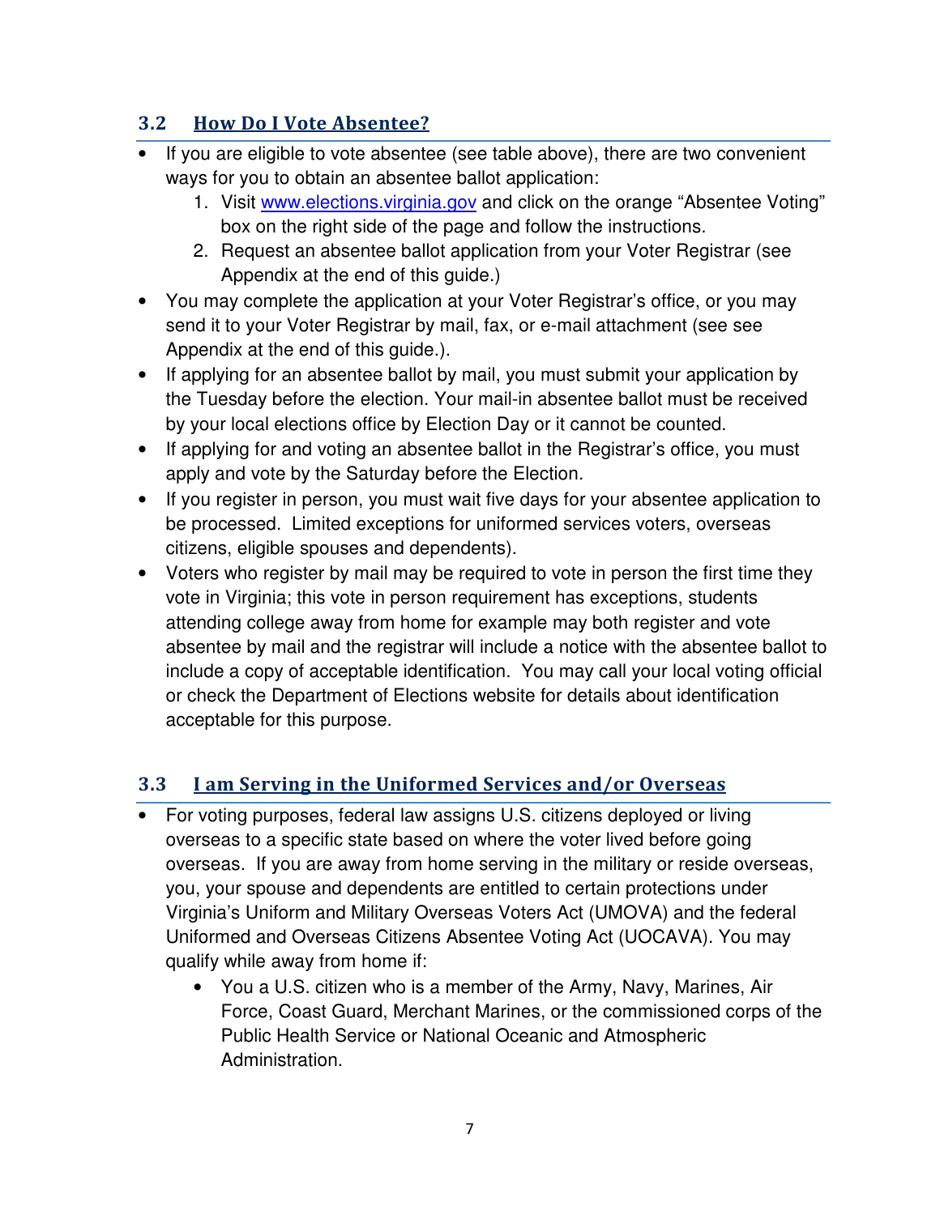### 3.2 How Do I Vote Absentee?

- If you are eligible to vote absentee (see table above), there are two convenient ways for you to obtain an absentee ballot application:
  1. Visit www.elections.virginia.gov and click on the orange "Absentee Voting" box on the right side of the page and follow the instructions.
  2. Request an absentee ballot application from your Voter Registrar (see Appendix at the end of this guide.)
- You may complete the application at your Voter Registrar's office, or you may send it to your Voter Registrar by mail, fax, or e-mail attachment (see see Appendix at the end of this guide.).
- If applying for an absentee ballot by mail, you must submit your application by the Tuesday before the election. Your mail-in absentee ballot must be received by your local elections office by Election Day or it cannot be counted.
- If applying for and voting an absentee ballot in the Registrar's office, you must apply and vote by the Saturday before the Election.
- If you register in person, you must wait five days for your absentee application to be processed. Limited exceptions for uniformed services voters, overseas citizens, eligible spouses and dependents).
- Voters who register by mail may be required to vote in person the first time they vote in Virginia; this vote in person requirement has exceptions, students attending college away from home for example may both register and vote absentee by mail and the registrar will include a notice with the absentee ballot to include a copy of acceptable identification. You may call your local voting official or check the Department of Elections website for details about identification acceptable for this purpose.

### 3.3 I am Serving in the Uniformed Services and/or Overseas

- For voting purposes, federal law assigns U.S. citizens deployed or living overseas to a specific state based on where the voter lived before going overseas. If you are away from home serving in the military or reside overseas, you, your spouse and dependents are entitled to certain protections under Virginia's Uniform and Military Overseas Voters Act (UMOVA) and the federal Uniformed and Overseas Citizens Absentee Voting Act (UOCAVA). You may qualify while away from home if:
  - You a U.S. citizen who is a member of the Army, Navy, Marines, Air Force, Coast Guard, Merchant Marines, or the commissioned corps of the Public Health Service or National Oceanic and Atmospheric Administration.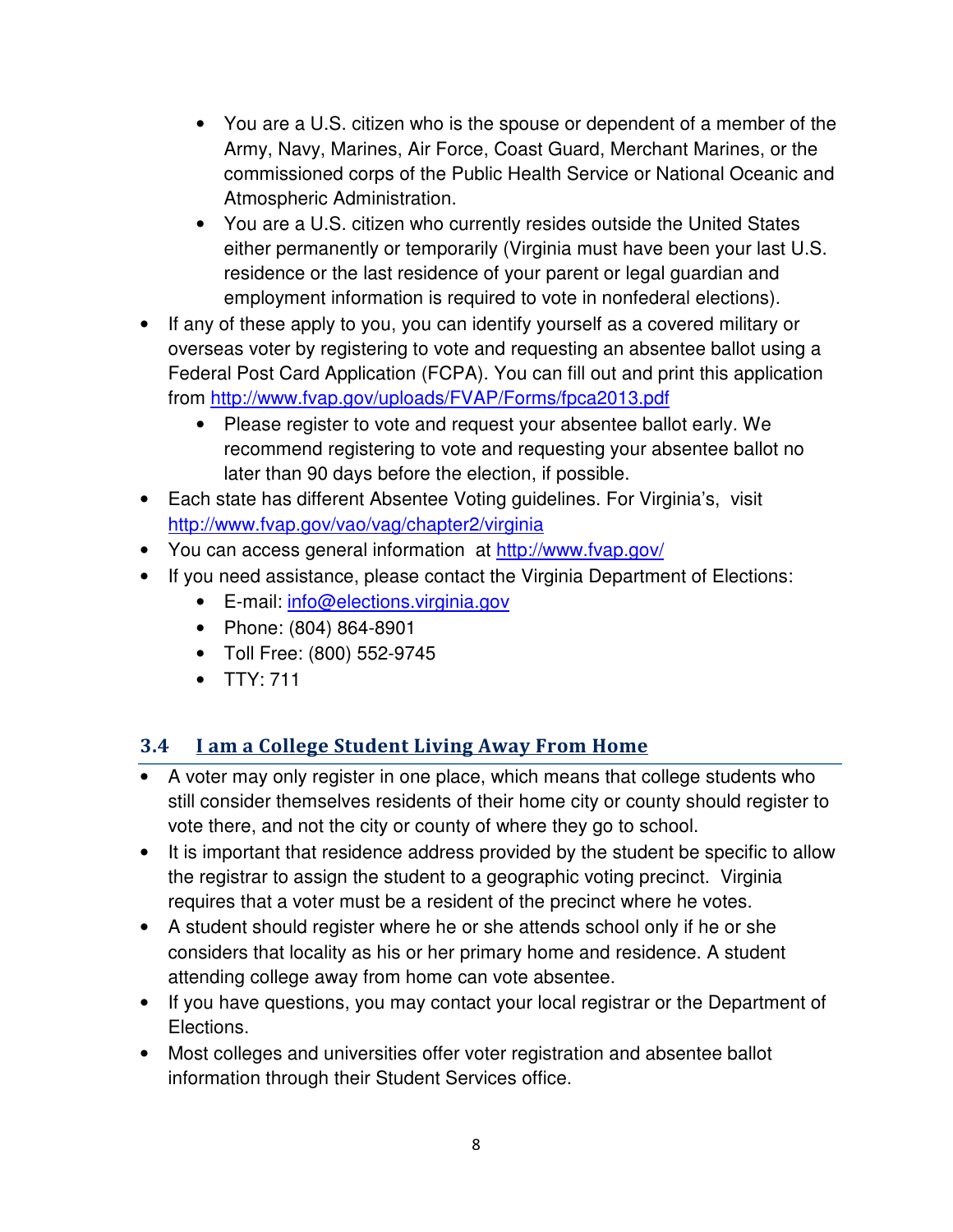- You are a U.S. citizen who is the spouse or dependent of a member of the Army, Navy, Marines, Air Force, Coast Guard, Merchant Marines, or the commissioned corps of the Public Health Service or National Oceanic and Atmospheric Administration.
  - You are a U.S. citizen who currently resides outside the United States either permanently or temporarily (Virginia must have been your last U.S. residence or the last residence of your parent or legal guardian and employment information is required to vote in nonfederal elections).
- If any of these apply to you, you can identify yourself as a covered military or overseas voter by registering to vote and requesting an absentee ballot using a Federal Post Card Application (FCPA). You can fill out and print this application from http://www.fvap.gov/uploads/FVAP/Forms/fpca2013.pdf
  - Please register to vote and request your absentee ballot early. We recommend registering to vote and requesting your absentee ballot no later than 90 days before the election, if possible.
- Each state has different Absentee Voting guidelines. For Virginia's, visit http://www.fvap.gov/vao/vag/chapter2/virginia
- You can access general information at http://www.fvap.gov/
- If you need assistance, please contact the Virginia Department of Elections:
  - E-mail: info@elections.virginia.gov
  - Phone: (804) 864-8901
  - Toll Free: (800) 552-9745
  - TTY: 711

## 3.4 I am a College Student Living Away From Home

- A voter may only register in one place, which means that college students who still consider themselves residents of their home city or county should register to vote there, and not the city or county of where they go to school.
- It is important that residence address provided by the student be specific to allow the registrar to assign the student to a geographic voting precinct. Virginia requires that a voter must be a resident of the precinct where he votes.
- A student should register where he or she attends school only if he or she considers that locality as his or her primary home and residence. A student attending college away from home can vote absentee.
- If you have questions, you may contact your local registrar or the Department of Elections.
- Most colleges and universities offer voter registration and absentee ballot information through their Student Services office.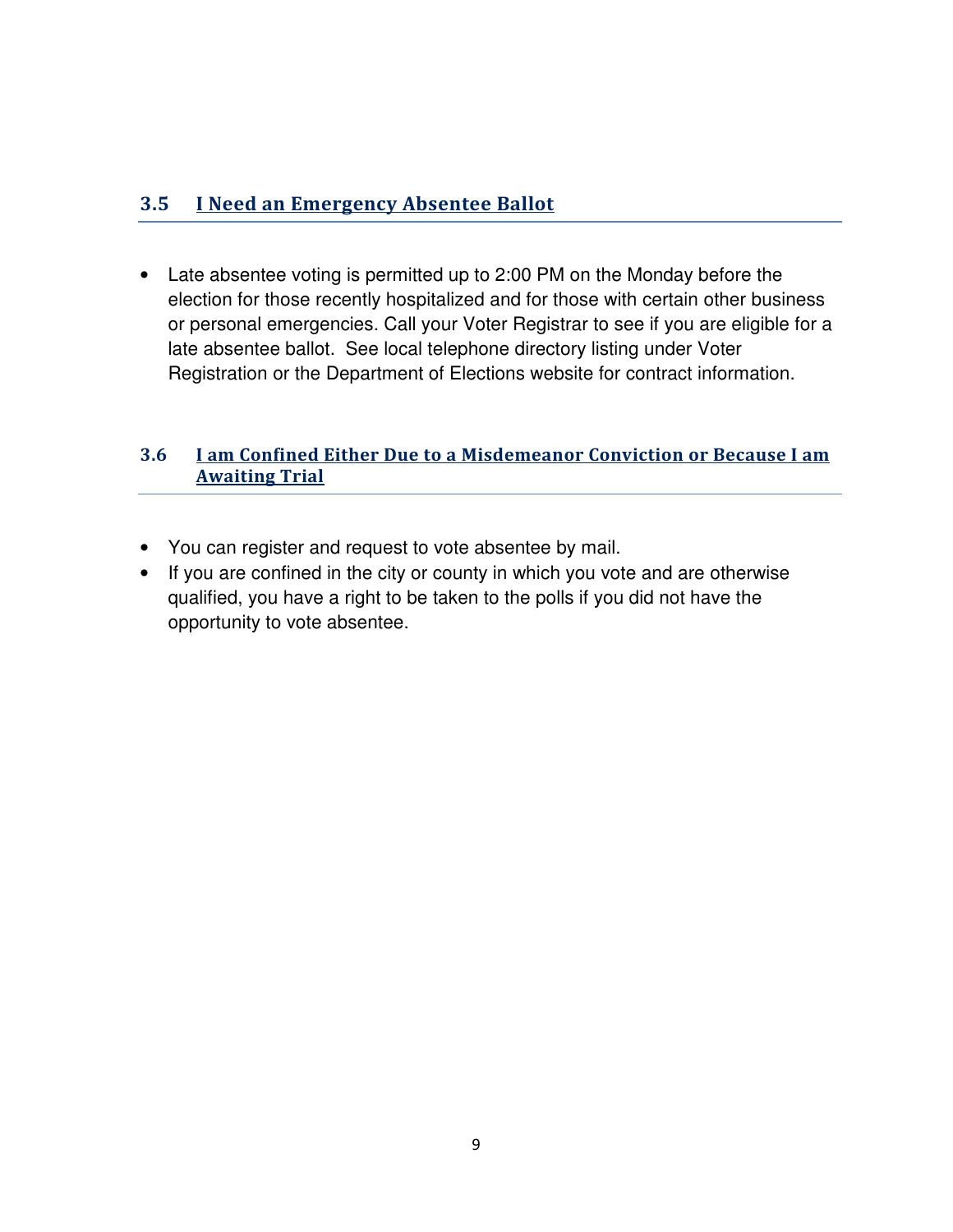## 3.5 I Need an Emergency Absentee Ballot

- Late absentee voting is permitted up to 2:00 PM on the Monday before the election for those recently hospitalized and for those with certain other business or personal emergencies. Call your Voter Registrar to see if you are eligible for a late absentee ballot. See local telephone directory listing under Voter Registration or the Department of Elections website for contract information.

## 3.6 I am Confined Either Due to a Misdemeanor Conviction or Because I am Awaiting Trial

- You can register and request to vote absentee by mail.
- If you are confined in the city or county in which you vote and are otherwise qualified, you have a right to be taken to the polls if you did not have the opportunity to vote absentee.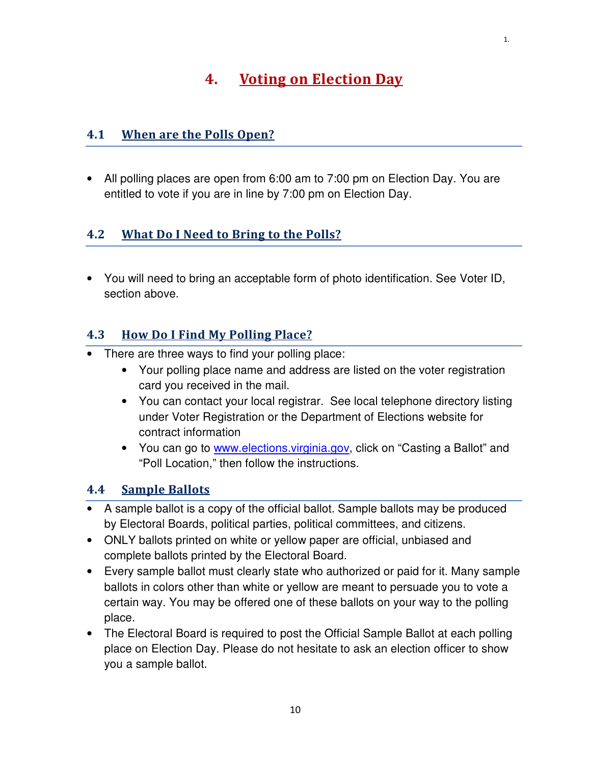# 4. Voting on Election Day

## 4.1 When are the Polls Open?

- All polling places are open from 6:00 am to 7:00 pm on Election Day. You are entitled to vote if you are in line by 7:00 pm on Election Day.

## 4.2 What Do I Need to Bring to the Polls?

- You will need to bring an acceptable form of photo identification. See Voter ID, section above.

## 4.3 How Do I Find My Polling Place?

- There are three ways to find your polling place:
  - Your polling place name and address are listed on the voter registration card you received in the mail.
  - You can contact your local registrar. See local telephone directory listing under Voter Registration or the Department of Elections website for contract information
  - You can go to www.elections.virginia.gov, click on "Casting a Ballot" and "Poll Location," then follow the instructions.

## 4.4 Sample Ballots

- A sample ballot is a copy of the official ballot. Sample ballots may be produced by Electoral Boards, political parties, political committees, and citizens.
- ONLY ballots printed on white or yellow paper are official, unbiased and complete ballots printed by the Electoral Board.
- Every sample ballot must clearly state who authorized or paid for it. Many sample ballots in colors other than white or yellow are meant to persuade you to vote a certain way. You may be offered one of these ballots on your way to the polling place.
- The Electoral Board is required to post the Official Sample Ballot at each polling place on Election Day. Please do not hesitate to ask an election officer to show you a sample ballot.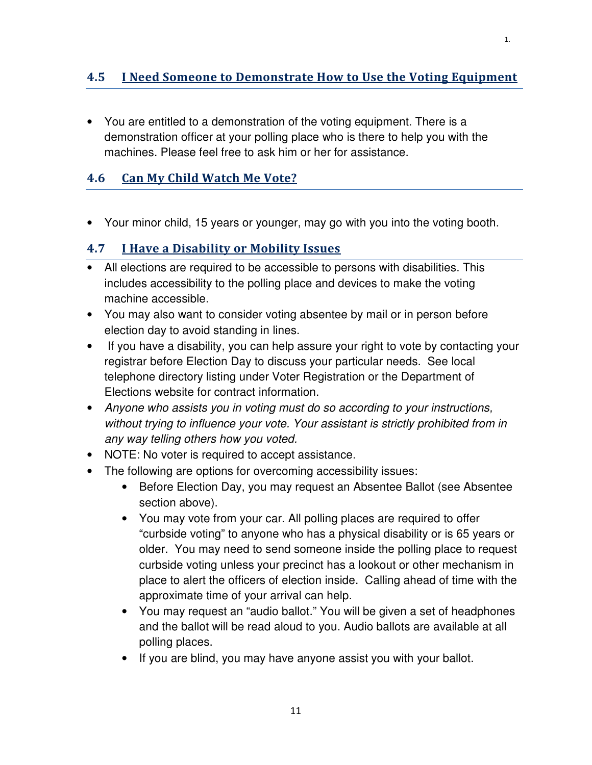## 4.5 I Need Someone to Demonstrate How to Use the Voting Equipment

- You are entitled to a demonstration of the voting equipment. There is a demonstration officer at your polling place who is there to help you with the machines. Please feel free to ask him or her for assistance.

## 4.6 Can My Child Watch Me Vote?

- Your minor child, 15 years or younger, may go with you into the voting booth.

## 4.7 I Have a Disability or Mobility Issues

- All elections are required to be accessible to persons with disabilities. This includes accessibility to the polling place and devices to make the voting machine accessible.
- You may also want to consider voting absentee by mail or in person before election day to avoid standing in lines.
- If you have a disability, you can help assure your right to vote by contacting your registrar before Election Day to discuss your particular needs. See local telephone directory listing under Voter Registration or the Department of Elections website for contract information.
- *Anyone who assists you in voting must do so according to your instructions, without trying to influence your vote. Your assistant is strictly prohibited from in any way telling others how you voted.*
- NOTE: No voter is required to accept assistance.
- The following are options for overcoming accessibility issues:
    - Before Election Day, you may request an Absentee Ballot (see Absentee section above).
    - You may vote from your car. All polling places are required to offer "curbside voting" to anyone who has a physical disability or is 65 years or older. You may need to send someone inside the polling place to request curbside voting unless your precinct has a lookout or other mechanism in place to alert the officers of election inside. Calling ahead of time with the approximate time of your arrival can help.
    - You may request an "audio ballot." You will be given a set of headphones and the ballot will be read aloud to you. Audio ballots are available at all polling places.
    - If you are blind, you may have anyone assist you with your ballot.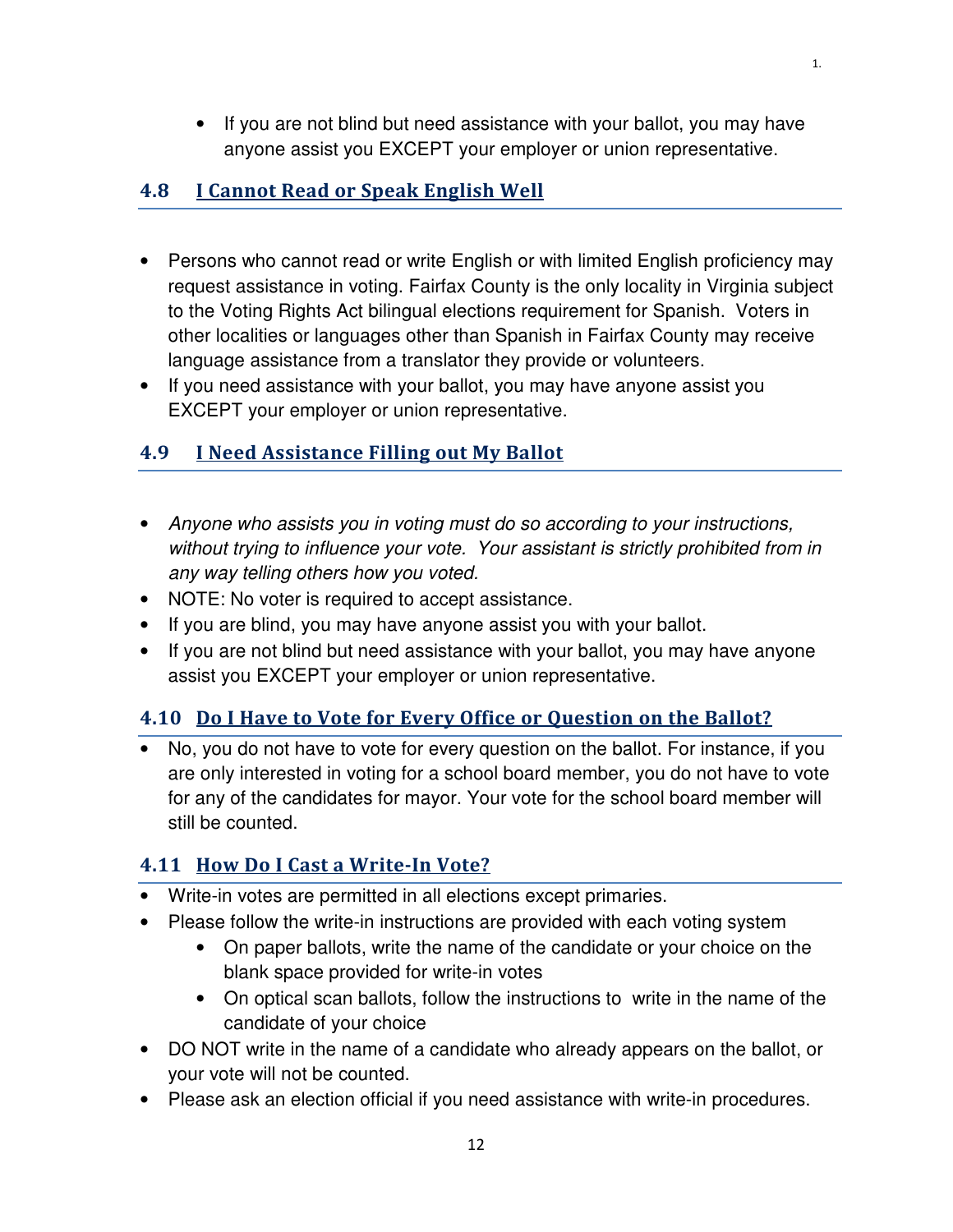- If you are not blind but need assistance with your ballot, you may have anyone assist you EXCEPT your employer or union representative.

## 4.8 I Cannot Read or Speak English Well

- Persons who cannot read or write English or with limited English proficiency may request assistance in voting. Fairfax County is the only locality in Virginia subject to the Voting Rights Act bilingual elections requirement for Spanish. Voters in other localities or languages other than Spanish in Fairfax County may receive language assistance from a translator they provide or volunteers.
- If you need assistance with your ballot, you may have anyone assist you EXCEPT your employer or union representative.

## 4.9 I Need Assistance Filling out My Ballot

- *Anyone who assists you in voting must do so according to your instructions, without trying to influence your vote. Your assistant is strictly prohibited from in any way telling others how you voted.*
- NOTE: No voter is required to accept assistance.
- If you are blind, you may have anyone assist you with your ballot.
- If you are not blind but need assistance with your ballot, you may have anyone assist you EXCEPT your employer or union representative.

## 4.10 Do I Have to Vote for Every Office or Question on the Ballot?

- No, you do not have to vote for every question on the ballot. For instance, if you are only interested in voting for a school board member, you do not have to vote for any of the candidates for mayor. Your vote for the school board member will still be counted.

## 4.11 How Do I Cast a Write-In Vote?

- Write-in votes are permitted in all elections except primaries.
- Please follow the write-in instructions are provided with each voting system
  - On paper ballots, write the name of the candidate or your choice on the blank space provided for write-in votes
  - On optical scan ballots, follow the instructions to write in the name of the candidate of your choice
- DO NOT write in the name of a candidate who already appears on the ballot, or your vote will not be counted.
- Please ask an election official if you need assistance with write-in procedures.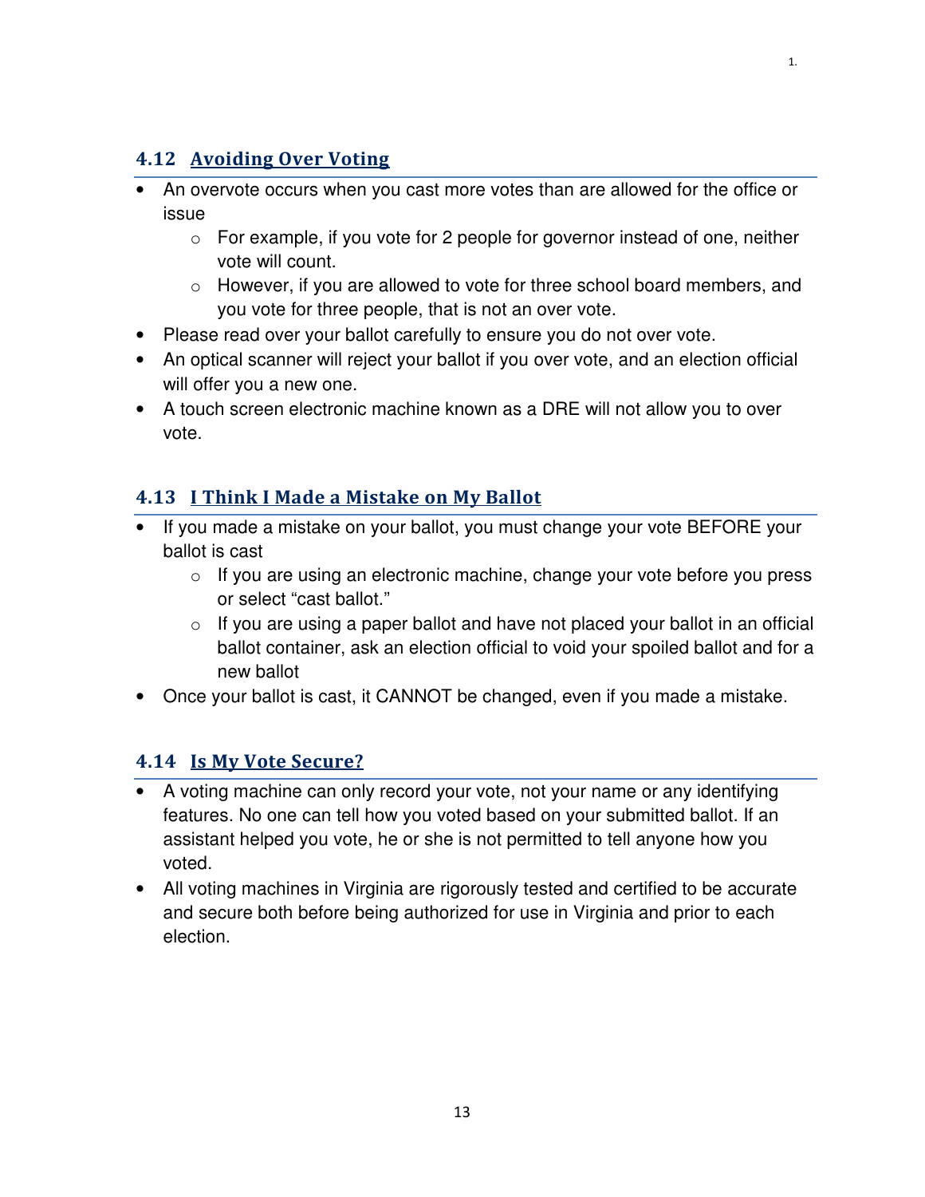## 4.12 Avoiding Over Voting

- An overvote occurs when you cast more votes than are allowed for the office or issue
  - For example, if you vote for 2 people for governor instead of one, neither vote will count.
  - However, if you are allowed to vote for three school board members, and you vote for three people, that is not an over vote.
- Please read over your ballot carefully to ensure you do not over vote.
- An optical scanner will reject your ballot if you over vote, and an election official will offer you a new one.
- A touch screen electronic machine known as a DRE will not allow you to over vote.

## 4.13 I Think I Made a Mistake on My Ballot

- If you made a mistake on your ballot, you must change your vote BEFORE your ballot is cast
  - If you are using an electronic machine, change your vote before you press or select "cast ballot."
  - If you are using a paper ballot and have not placed your ballot in an official ballot container, ask an election official to void your spoiled ballot and for a new ballot
- Once your ballot is cast, it CANNOT be changed, even if you made a mistake.

## 4.14 Is My Vote Secure?

- A voting machine can only record your vote, not your name or any identifying features. No one can tell how you voted based on your submitted ballot. If an assistant helped you vote, he or she is not permitted to tell anyone how you voted.
- All voting machines in Virginia are rigorously tested and certified to be accurate and secure both before being authorized for use in Virginia and prior to each election.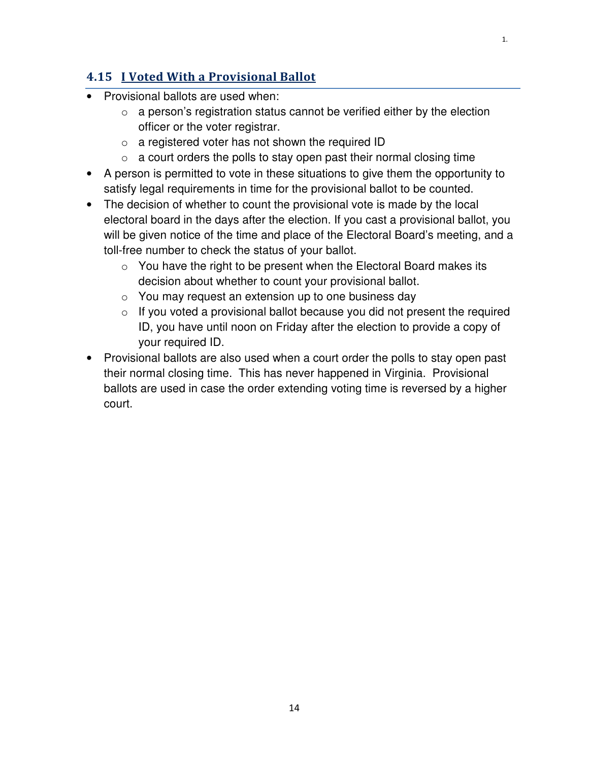## 4.15 I Voted With a Provisional Ballot

- Provisional ballots are used when:
  - a person's registration status cannot be verified either by the election officer or the voter registrar.
  - a registered voter has not shown the required ID
  - a court orders the polls to stay open past their normal closing time
- A person is permitted to vote in these situations to give them the opportunity to satisfy legal requirements in time for the provisional ballot to be counted.
- The decision of whether to count the provisional vote is made by the local electoral board in the days after the election. If you cast a provisional ballot, you will be given notice of the time and place of the Electoral Board's meeting, and a toll-free number to check the status of your ballot.
  - You have the right to be present when the Electoral Board makes its decision about whether to count your provisional ballot.
  - You may request an extension up to one business day
  - If you voted a provisional ballot because you did not present the required ID, you have until noon on Friday after the election to provide a copy of your required ID.
- Provisional ballots are also used when a court order the polls to stay open past their normal closing time. This has never happened in Virginia. Provisional ballots are used in case the order extending voting time is reversed by a higher court.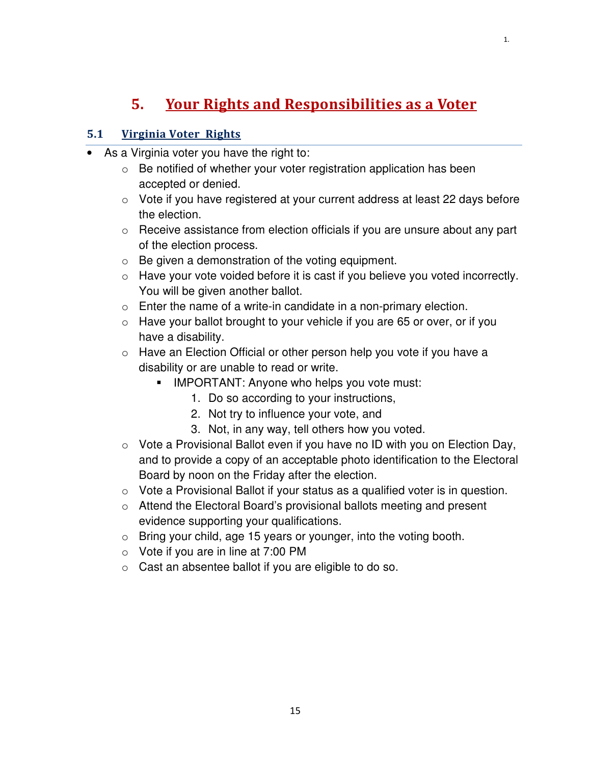## 5. Your Rights and Responsibilities as a Voter

### 5.1 Virginia Voter Rights

- As a Virginia voter you have the right to:
  - Be notified of whether your voter registration application has been accepted or denied.
  - Vote if you have registered at your current address at least 22 days before the election.
  - Receive assistance from election officials if you are unsure about any part of the election process.
  - Be given a demonstration of the voting equipment.
  - Have your vote voided before it is cast if you believe you voted incorrectly. You will be given another ballot.
  - Enter the name of a write-in candidate in a non-primary election.
  - Have your ballot brought to your vehicle if you are 65 or over, or if you have a disability.
  - Have an Election Official or other person help you vote if you have a disability or are unable to read or write.
    - IMPORTANT: Anyone who helps you vote must:
      1. Do so according to your instructions,
      2. Not try to influence your vote, and
      3. Not, in any way, tell others how you voted.
  - Vote a Provisional Ballot even if you have no ID with you on Election Day, and to provide a copy of an acceptable photo identification to the Electoral Board by noon on the Friday after the election.
  - Vote a Provisional Ballot if your status as a qualified voter is in question.
  - Attend the Electoral Board's provisional ballots meeting and present evidence supporting your qualifications.
  - Bring your child, age 15 years or younger, into the voting booth.
  - Vote if you are in line at 7:00 PM
  - Cast an absentee ballot if you are eligible to do so.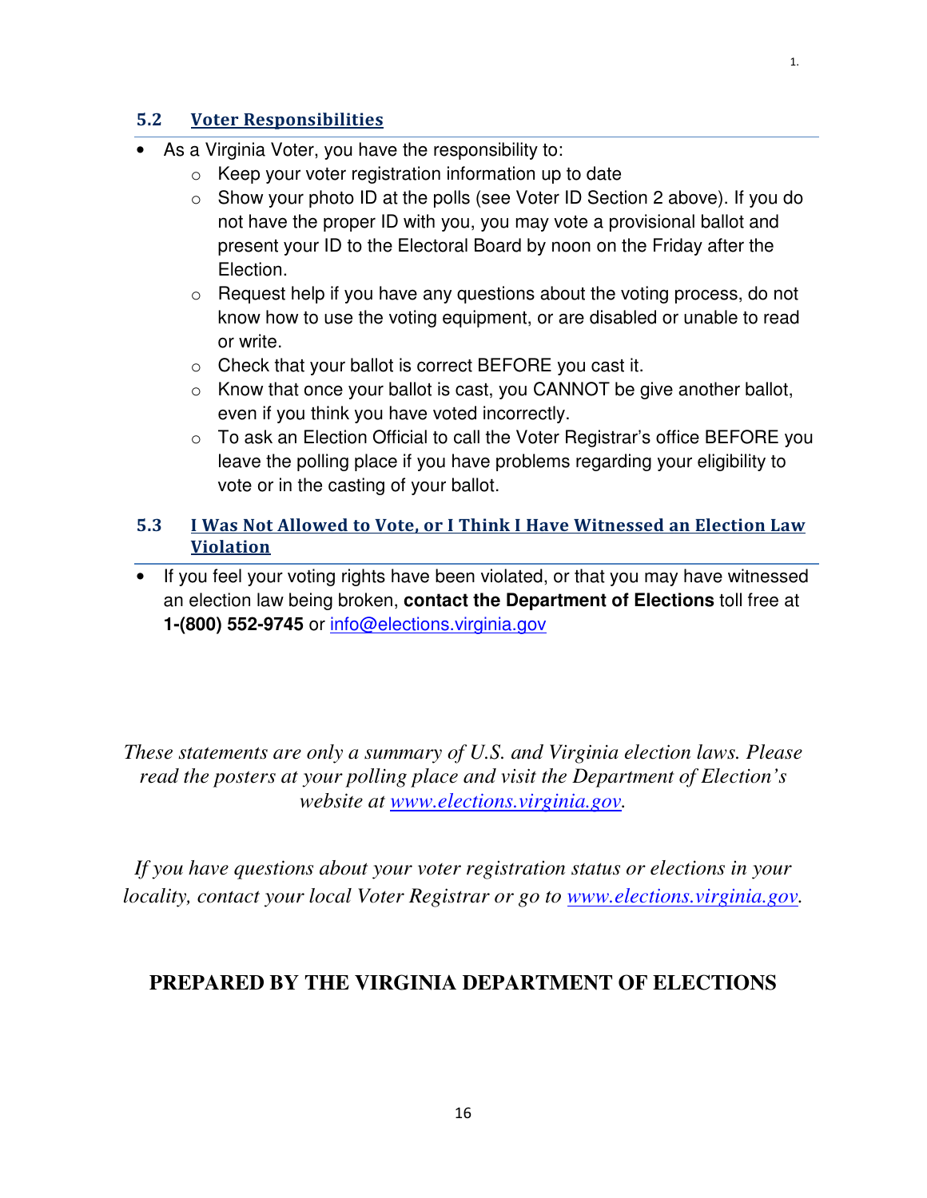## 5.2 Voter Responsibilities

- As a Virginia Voter, you have the responsibility to:
  - Keep your voter registration information up to date
  - Show your photo ID at the polls (see Voter ID Section 2 above). If you do not have the proper ID with you, you may vote a provisional ballot and present your ID to the Electoral Board by noon on the Friday after the Election.
  - Request help if you have any questions about the voting process, do not know how to use the voting equipment, or are disabled or unable to read or write.
  - Check that your ballot is correct BEFORE you cast it.
  - Know that once your ballot is cast, you CANNOT be give another ballot, even if you think you have voted incorrectly.
  - To ask an Election Official to call the Voter Registrar's office BEFORE you leave the polling place if you have problems regarding your eligibility to vote or in the casting of your ballot.

## 5.3 I Was Not Allowed to Vote, or I Think I Have Witnessed an Election Law Violation

- If you feel your voting rights have been violated, or that you may have witnessed an election law being broken, **contact the Department of Elections** toll free at **1-(800) 552-9745** or info@elections.virginia.gov

*These statements are only a summary of U.S. and Virginia election laws. Please read the posters at your polling place and visit the Department of Election's website at www.elections.virginia.gov.*

*If you have questions about your voter registration status or elections in your locality, contact your local Voter Registrar or go to www.elections.virginia.gov.*

**PREPARED BY THE VIRGINIA DEPARTMENT OF ELECTIONS**